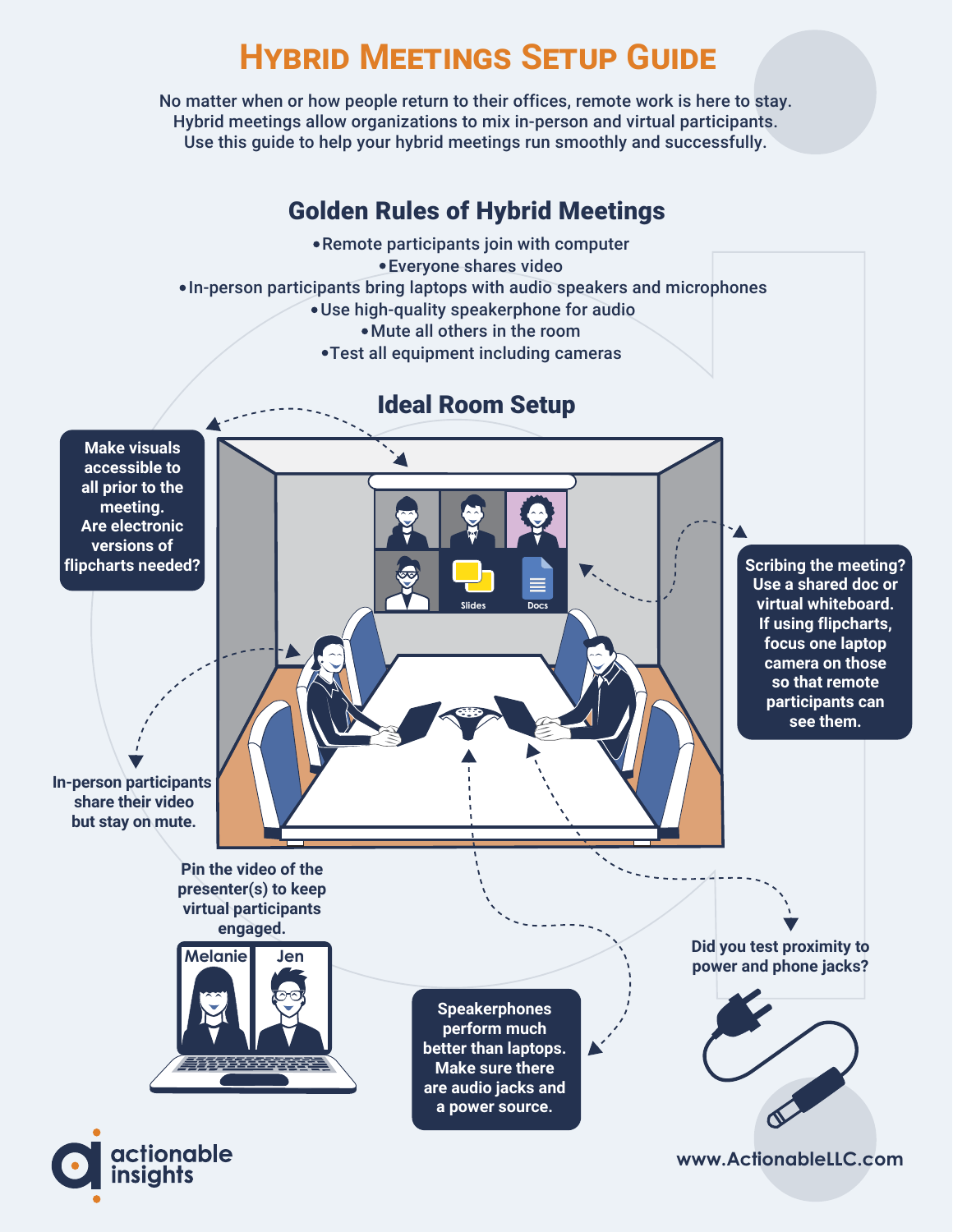# Hybrid Meetings Setup Guide

No matter when or how people return to their offices, remote work is here to stay. Hybrid meetings allow organizations to mix in-person and virtual participants. Use this guide to help your hybrid meetings run smoothly and successfully.

## Golden Rules of Hybrid Meetings

- Remote participants join with computer
- Everyone shares video
- In-person participants bring laptops with audio speakers and microphones
- Use high-quality speakerphone for audio
- Mute all others in the room
- Test all equipment including cameras

## Ideal Room Setup

**Make visuals accessible to all prior to the meeting. Are electronic versions of flipcharts needed?**

**Scribing the meeting? Use a shared doc or virtual whiteboard. If using flipcharts, focus one laptop camera on those so that remote participants can see them.**

Slides

Docs

**In-person participants share their video but stay on mute.**

**Pin the video of the presenter(s) to keep virtual participants engaged.**

Melanie

Jen

**Speakerphones perform much better than laptops. Make sure there are audio jacks and a power source.**

**Did you test proximity to power and phone jacks?**

actionable insights

www.ActionableLLC.com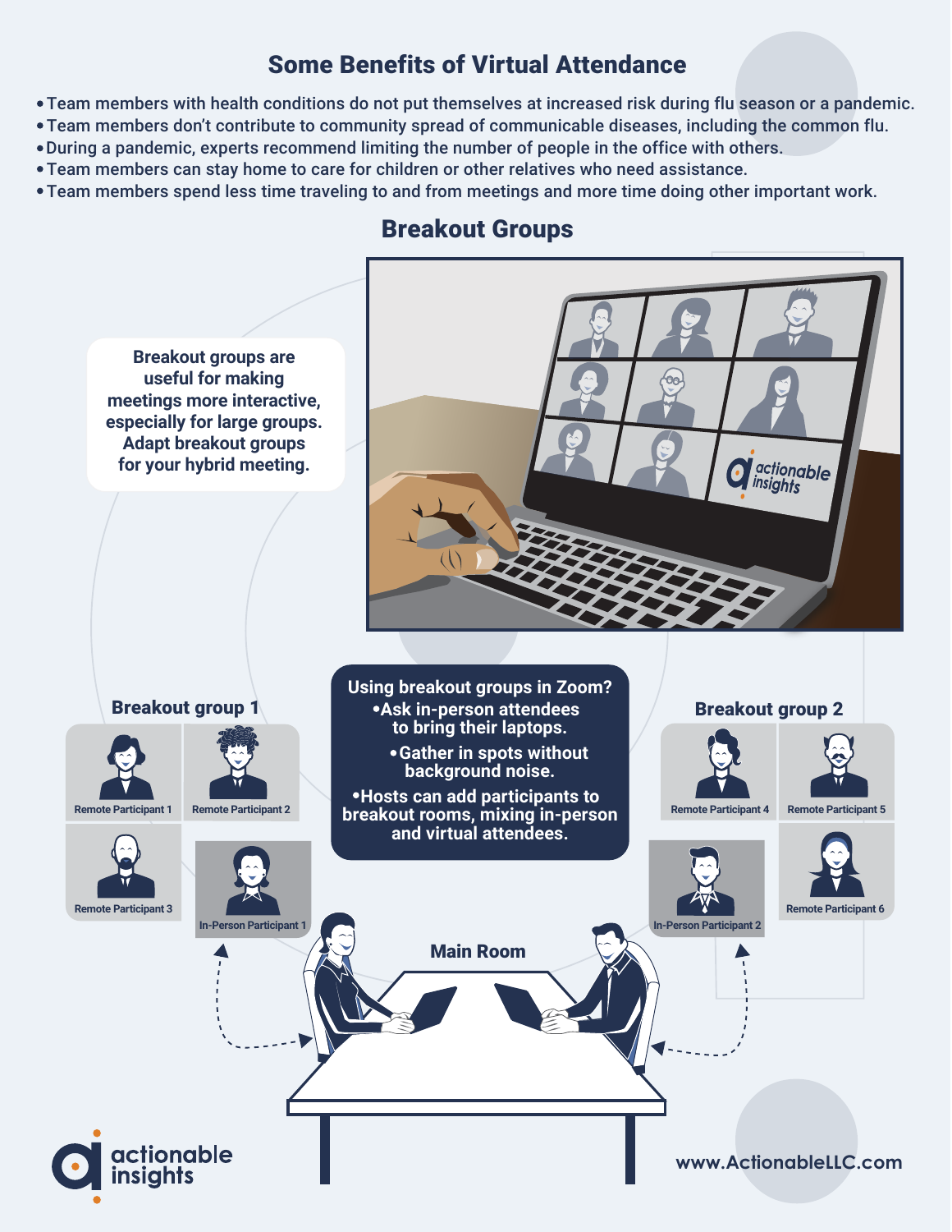## Some Benefits of Virtual Attendance

- Team members with health conditions do not put themselves at increased risk during flu season or a pandemic.
- Team members don't contribute to community spread of communicable diseases, including the common flu.
- During a pandemic, experts recommend limiting the number of people in the office with others.
- Team members can stay home to care for children or other relatives who need assistance.
- Team members spend less time traveling to and from meetings and more time doing other important work.

## Breakout Groups

**Breakout groups are useful for making meetings more interactive, especially for large groups. Adapt breakout groups for your hybrid meeting.**

**Using breakout groups in Zoom?**

- **Ask in-person attendees to bring their laptops.**
- **Gather in spots without background noise.**
- **Hosts can add participants to breakout rooms, mixing in-person and virtual attendees.**

### Breakout group 1

Remote Participant 1
Remote Participant 2
Remote Participant 3
In-Person Participant 1

### Breakout group 2

Remote Participant 4
Remote Participant 5
In-Person Participant 2
Remote Participant 6

### Main Room

actionable insights

www.ActionableLLC.com